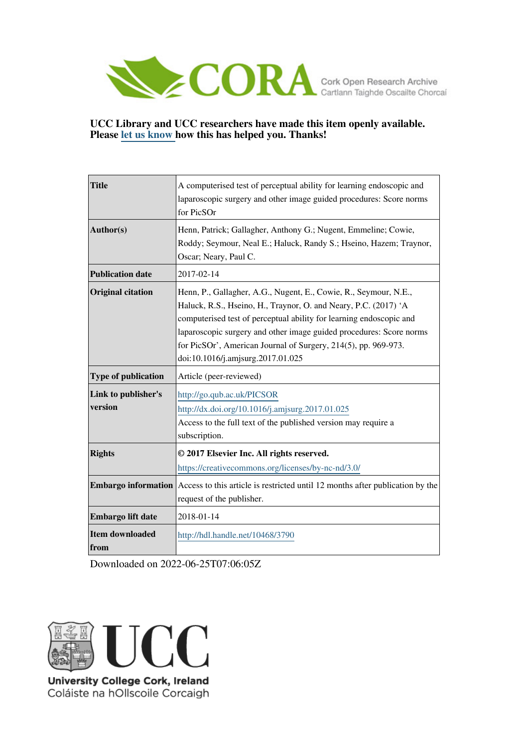CORA Cork Open Research Archive
Cartlann Taighde Oscailte Chorcaí

**UCC Library and UCC researchers have made this item openly available. Please let us know how this has helped you. Thanks!**

| | |
|---|---|
| **Title** | A computerised test of perceptual ability for learning endoscopic and laparoscopic surgery and other image guided procedures: Score norms for PicSOr |
| **Author(s)** | Henn, Patrick; Gallagher, Anthony G.; Nugent, Emmeline; Cowie, Roddy; Seymour, Neal E.; Haluck, Randy S.; Hseino, Hazem; Traynor, Oscar; Neary, Paul C. |
| **Publication date** | 2017-02-14 |
| **Original citation** | Henn, P., Gallagher, A.G., Nugent, E., Cowie, R., Seymour, N.E., Haluck, R.S., Hseino, H., Traynor, O. and Neary, P.C. (2017) 'A computerised test of perceptual ability for learning endoscopic and laparoscopic surgery and other image guided procedures: Score norms for PicSOr', American Journal of Surgery, 214(5), pp. 969-973. doi:10.1016/j.amjsurg.2017.01.025 |
| **Type of publication** | Article (peer-reviewed) |
| **Link to publisher's version** | http://go.qub.ac.uk/PICSOR<br>http://dx.doi.org/10.1016/j.amjsurg.2017.01.025<br>Access to the full text of the published version may require a subscription. |
| **Rights** | **© 2017 Elsevier Inc. All rights reserved.**<br>https://creativecommons.org/licenses/by-nc-nd/3.0/ |
| **Embargo information** | Access to this article is restricted until 12 months after publication by the request of the publisher. |
| **Embargo lift date** | 2018-01-14 |
| **Item downloaded from** | http://hdl.handle.net/10468/3790 |

Downloaded on 2022-06-25T07:06:05Z

UCC
University College Cork, Ireland
Coláiste na hOllscoile Corcaigh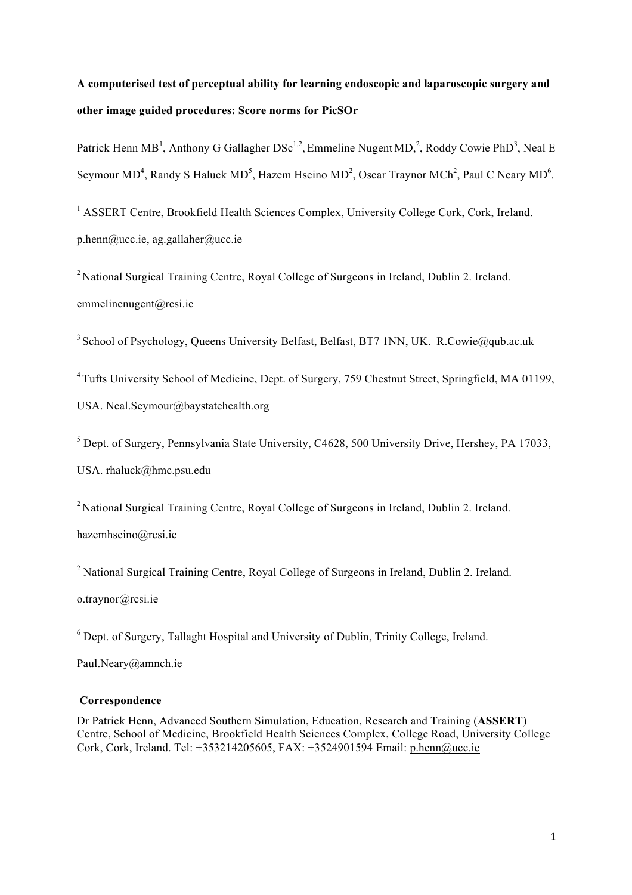**A computerised test of perceptual ability for learning endoscopic and laparoscopic surgery and other image guided procedures: Score norms for PicSOr**

Patrick Henn MB[1], Anthony G Gallagher DSc[1,2], Emmeline Nugent MD,[2], Roddy Cowie PhD[3], Neal E Seymour MD[4], Randy S Haluck MD[5], Hazem Hseino MD[2], Oscar Traynor MCh[2], Paul C Neary MD[6].

[1] ASSERT Centre, Brookfield Health Sciences Complex, University College Cork, Cork, Ireland. p.henn@ucc.ie, ag.gallaher@ucc.ie

[2] National Surgical Training Centre, Royal College of Surgeons in Ireland, Dublin 2. Ireland. emmelinenugent@rcsi.ie

[3] School of Psychology, Queens University Belfast, Belfast, BT7 1NN, UK. R.Cowie@qub.ac.uk

[4] Tufts University School of Medicine, Dept. of Surgery, 759 Chestnut Street, Springfield, MA 01199, USA. Neal.Seymour@baystatehealth.org

[5] Dept. of Surgery, Pennsylvania State University, C4628, 500 University Drive, Hershey, PA 17033, USA. rhaluck@hmc.psu.edu

[2] National Surgical Training Centre, Royal College of Surgeons in Ireland, Dublin 2. Ireland. hazemhseino@rcsi.ie

[2] National Surgical Training Centre, Royal College of Surgeons in Ireland, Dublin 2. Ireland. o.traynor@rcsi.ie

[6] Dept. of Surgery, Tallaght Hospital and University of Dublin, Trinity College, Ireland. Paul.Neary@amnch.ie

**Correspondence**

Dr Patrick Henn, Advanced Southern Simulation, Education, Research and Training (**ASSERT**) Centre, School of Medicine, Brookfield Health Sciences Complex, College Road, University College Cork, Cork, Ireland. Tel: +353214205605, FAX: +3524901594 Email: p.henn@ucc.ie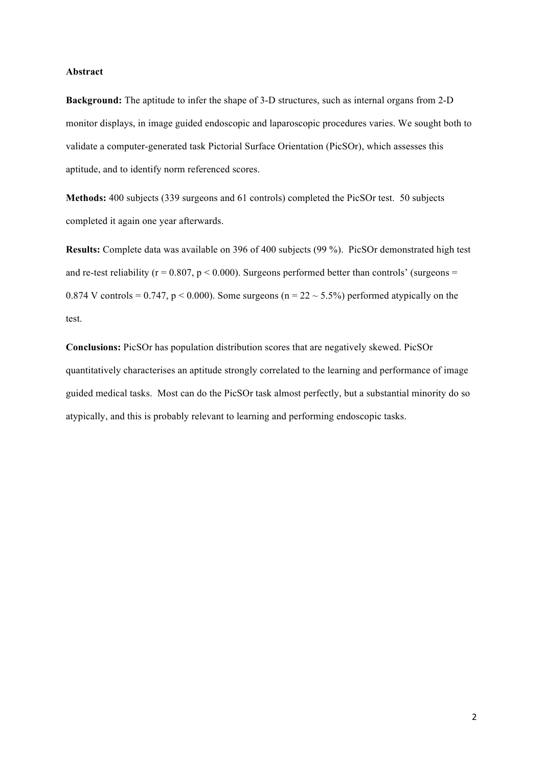**Abstract**

**Background:** The aptitude to infer the shape of 3-D structures, such as internal organs from 2-D monitor displays, in image guided endoscopic and laparoscopic procedures varies. We sought both to validate a computer-generated task Pictorial Surface Orientation (PicSOr), which assesses this aptitude, and to identify norm referenced scores.

**Methods:** 400 subjects (339 surgeons and 61 controls) completed the PicSOr test. 50 subjects completed it again one year afterwards.

**Results:** Complete data was available on 396 of 400 subjects (99 %). PicSOr demonstrated high test and re-test reliability ($r = 0.807$, $p < 0.000$). Surgeons performed better than controls' (surgeons = 0.874 V controls = 0.747, $p < 0.000$). Some surgeons ($n = 22 \sim 5.5\%$) performed atypically on the test.

**Conclusions:** PicSOr has population distribution scores that are negatively skewed. PicSOr quantitatively characterises an aptitude strongly correlated to the learning and performance of image guided medical tasks. Most can do the PicSOr task almost perfectly, but a substantial minority do so atypically, and this is probably relevant to learning and performing endoscopic tasks.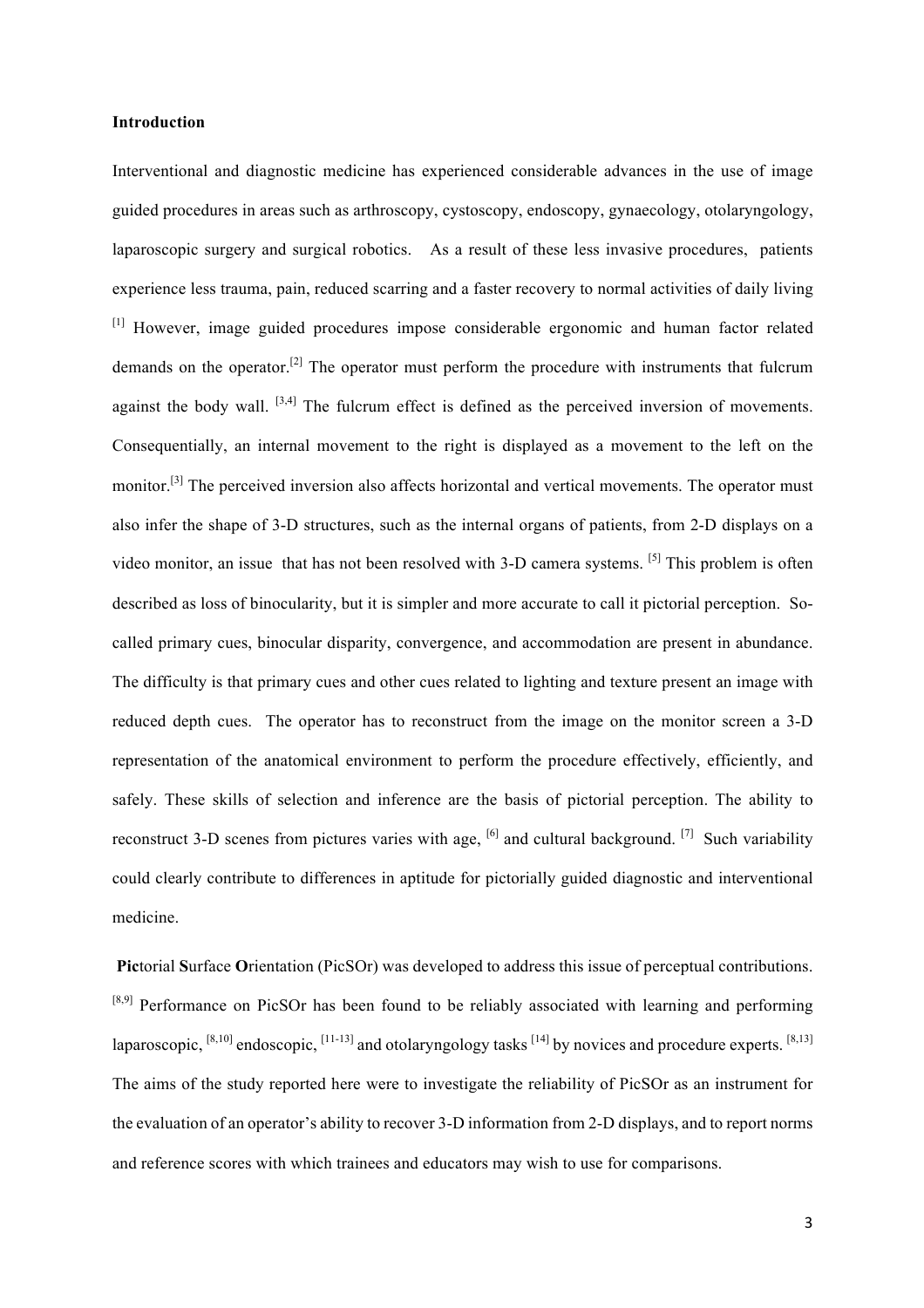**Introduction**

Interventional and diagnostic medicine has experienced considerable advances in the use of image guided procedures in areas such as arthroscopy, cystoscopy, endoscopy, gynaecology, otolaryngology, laparoscopic surgery and surgical robotics. As a result of these less invasive procedures, patients experience less trauma, pain, reduced scarring and a faster recovery to normal activities of daily living [1] However, image guided procedures impose considerable ergonomic and human factor related demands on the operator.[2] The operator must perform the procedure with instruments that fulcrum against the body wall. [3,4] The fulcrum effect is defined as the perceived inversion of movements. Consequentially, an internal movement to the right is displayed as a movement to the left on the monitor.[3] The perceived inversion also affects horizontal and vertical movements. The operator must also infer the shape of 3-D structures, such as the internal organs of patients, from 2-D displays on a video monitor, an issue that has not been resolved with 3-D camera systems. [5] This problem is often described as loss of binocularity, but it is simpler and more accurate to call it pictorial perception. So-called primary cues, binocular disparity, convergence, and accommodation are present in abundance. The difficulty is that primary cues and other cues related to lighting and texture present an image with reduced depth cues. The operator has to reconstruct from the image on the monitor screen a 3-D representation of the anatomical environment to perform the procedure effectively, efficiently, and safely. These skills of selection and inference are the basis of pictorial perception. The ability to reconstruct 3-D scenes from pictures varies with age, [6] and cultural background. [7] Such variability could clearly contribute to differences in aptitude for pictorially guided diagnostic and interventional medicine.

**Pic**torial **S**urface **Or**ientation (PicSOr) was developed to address this issue of perceptual contributions. [8,9] Performance on PicSOr has been found to be reliably associated with learning and performing laparoscopic, [8,10] endoscopic, [11-13] and otolaryngology tasks [14] by novices and procedure experts. [8,13] The aims of the study reported here were to investigate the reliability of PicSOr as an instrument for the evaluation of an operator's ability to recover 3-D information from 2-D displays, and to report norms and reference scores with which trainees and educators may wish to use for comparisons.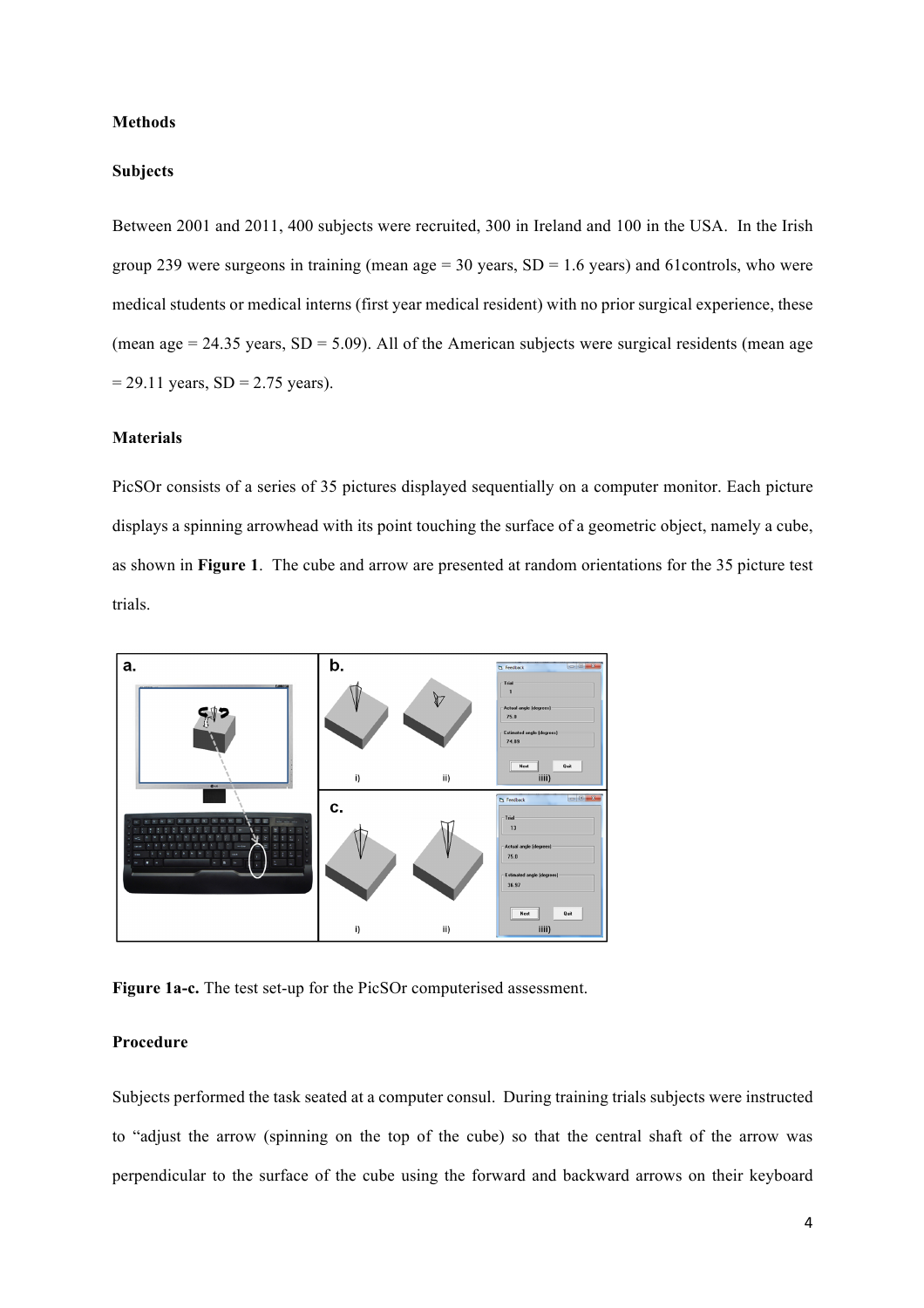**Methods**

**Subjects**

Between 2001 and 2011, 400 subjects were recruited, 300 in Ireland and 100 in the USA. In the Irish group 239 were surgeons in training (mean age = 30 years, SD = 1.6 years) and 61controls, who were medical students or medical interns (first year medical resident) with no prior surgical experience, these (mean age = 24.35 years, SD = 5.09). All of the American subjects were surgical residents (mean age = 29.11 years, SD = 2.75 years).

**Materials**

PicSOr consists of a series of 35 pictures displayed sequentially on a computer monitor. Each picture displays a spinning arrowhead with its point touching the surface of a geometric object, namely a cube, as shown in **Figure 1**. The cube and arrow are presented at random orientations for the 35 picture test trials.

**Figure 1a-c.** The test set-up for the PicSOr computerised assessment.

**Procedure**

Subjects performed the task seated at a computer consul. During training trials subjects were instructed to "adjust the arrow (spinning on the top of the cube) so that the central shaft of the arrow was perpendicular to the surface of the cube using the forward and backward arrows on their keyboard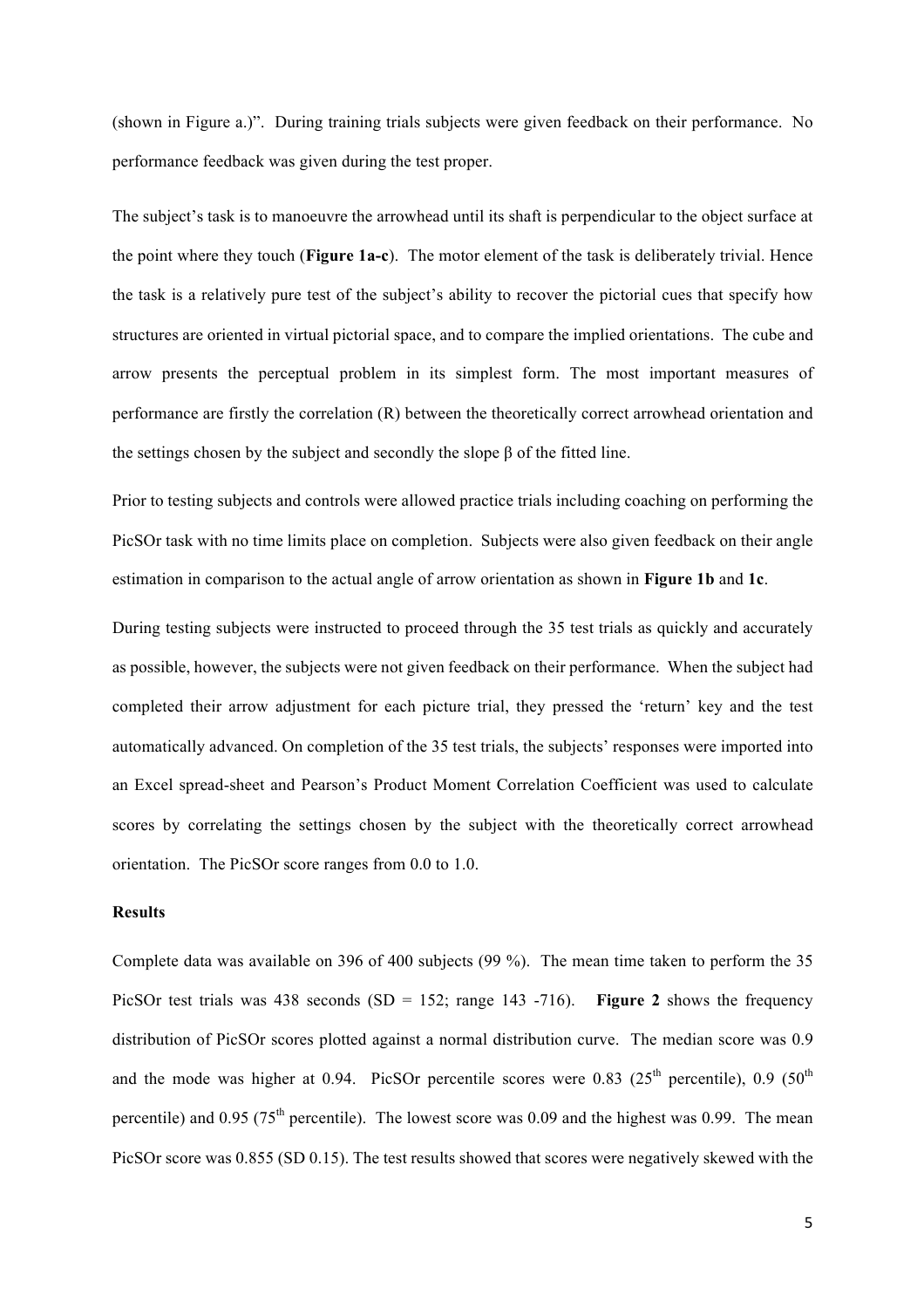(shown in Figure a.)". During training trials subjects were given feedback on their performance. No performance feedback was given during the test proper.

The subject's task is to manoeuvre the arrowhead until its shaft is perpendicular to the object surface at the point where they touch (**Figure 1a-c**). The motor element of the task is deliberately trivial. Hence the task is a relatively pure test of the subject's ability to recover the pictorial cues that specify how structures are oriented in virtual pictorial space, and to compare the implied orientations. The cube and arrow presents the perceptual problem in its simplest form. The most important measures of performance are firstly the correlation (R) between the theoretically correct arrowhead orientation and the settings chosen by the subject and secondly the slope $\beta$ of the fitted line.

Prior to testing subjects and controls were allowed practice trials including coaching on performing the PicSOr task with no time limits place on completion. Subjects were also given feedback on their angle estimation in comparison to the actual angle of arrow orientation as shown in **Figure 1b** and **1c**.

During testing subjects were instructed to proceed through the 35 test trials as quickly and accurately as possible, however, the subjects were not given feedback on their performance. When the subject had completed their arrow adjustment for each picture trial, they pressed the 'return' key and the test automatically advanced. On completion of the 35 test trials, the subjects' responses were imported into an Excel spread-sheet and Pearson's Product Moment Correlation Coefficient was used to calculate scores by correlating the settings chosen by the subject with the theoretically correct arrowhead orientation. The PicSOr score ranges from 0.0 to 1.0.

**Results**

Complete data was available on 396 of 400 subjects (99 %). The mean time taken to perform the 35 PicSOr test trials was 438 seconds (SD = 152; range 143 -716). **Figure 2** shows the frequency distribution of PicSOr scores plotted against a normal distribution curve. The median score was 0.9 and the mode was higher at 0.94. PicSOr percentile scores were 0.83 ($25^{th}$ percentile), 0.9 ($50^{th}$ percentile) and 0.95 ($75^{th}$ percentile). The lowest score was 0.09 and the highest was 0.99. The mean PicSOr score was 0.855 (SD 0.15). The test results showed that scores were negatively skewed with the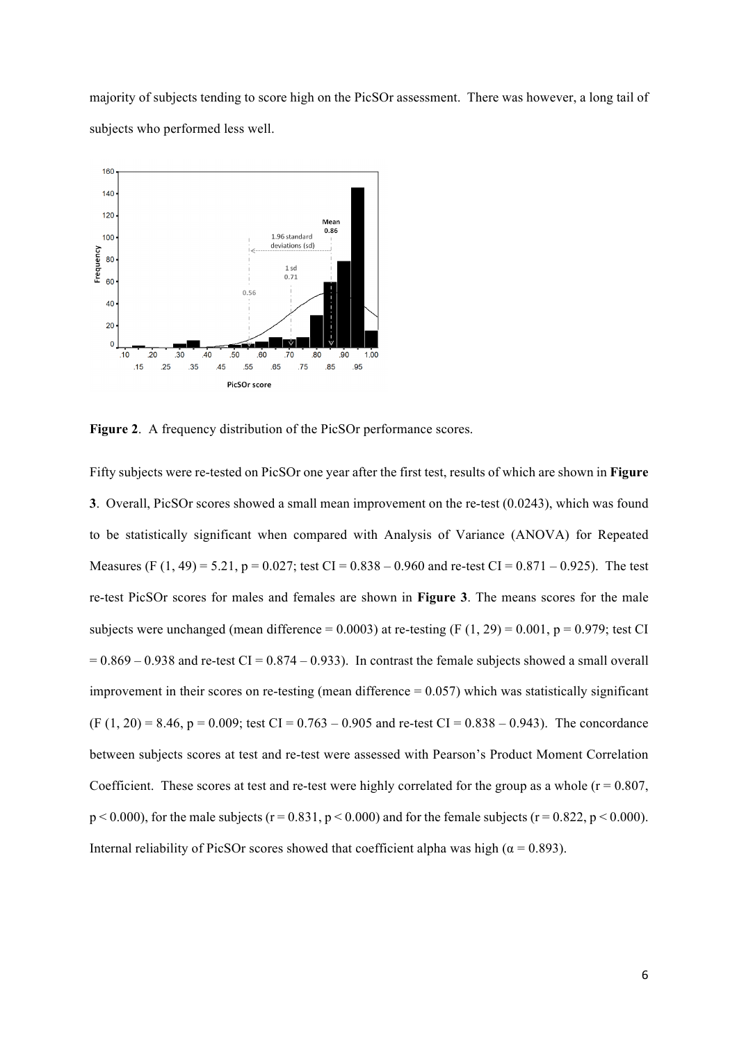majority of subjects tending to score high on the PicSOr assessment. There was however, a long tail of subjects who performed less well.

**Figure 2**. A frequency distribution of the PicSOr performance scores.

Fifty subjects were re-tested on PicSOr one year after the first test, results of which are shown in **Figure 3**. Overall, PicSOr scores showed a small mean improvement on the re-test (0.0243), which was found to be statistically significant when compared with Analysis of Variance (ANOVA) for Repeated Measures ($F (1, 49) = 5.21$, $p = 0.027$; test CI = 0.838 – 0.960 and re-test CI = 0.871 – 0.925). The test re-test PicSOr scores for males and females are shown in **Figure 3**. The means scores for the male subjects were unchanged (mean difference = 0.0003) at re-testing ($F (1, 29) = 0.001$, $p = 0.979$; test CI = 0.869 – 0.938 and re-test CI = 0.874 – 0.933). In contrast the female subjects showed a small overall improvement in their scores on re-testing (mean difference = 0.057) which was statistically significant ($F (1, 20) = 8.46$, $p = 0.009$; test CI = 0.763 – 0.905 and re-test CI = 0.838 – 0.943). The concordance between subjects scores at test and re-test were assessed with Pearson's Product Moment Correlation Coefficient. These scores at test and re-test were highly correlated for the group as a whole ($r = 0.807$, $p < 0.000$), for the male subjects ($r = 0.831$, $p < 0.000$) and for the female subjects ($r = 0.822$, $p < 0.000$). Internal reliability of PicSOr scores showed that coefficient alpha was high ($\alpha = 0.893$).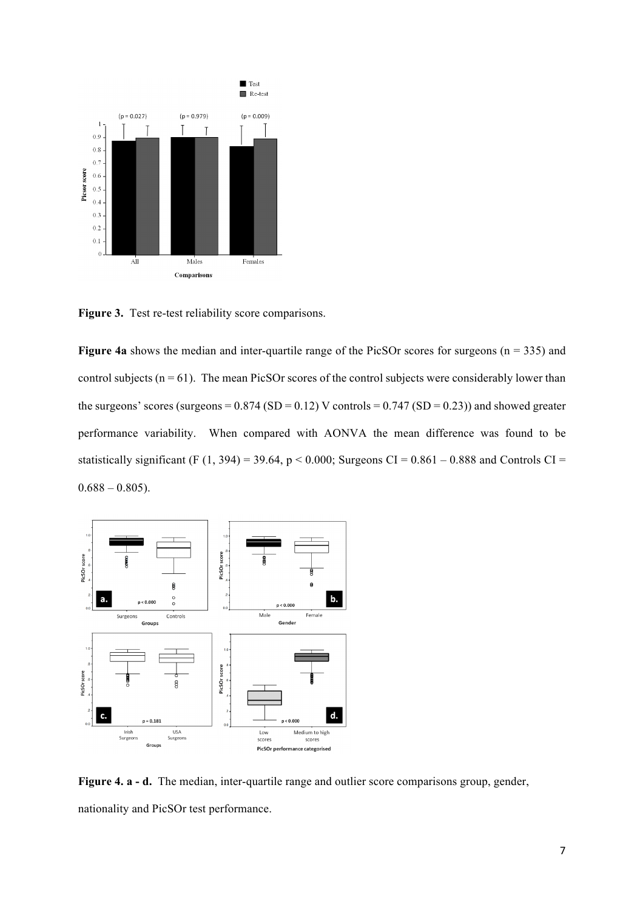**Figure 3.** Test re-test reliability score comparisons.

**Figure 4a** shows the median and inter-quartile range of the PicSOr scores for surgeons (n = 335) and control subjects (n = 61). The mean PicSOr scores of the control subjects were considerably lower than the surgeons' scores (surgeons = 0.874 (SD = 0.12) V controls = 0.747 (SD = 0.23)) and showed greater performance variability. When compared with AONVA the mean difference was found to be statistically significant ($F(1, 394) = 39.64$, $p < 0.000$; Surgeons CI = 0.861 – 0.888 and Controls CI = 0.688 – 0.805).

**Figure 4. a - d.** The median, inter-quartile range and outlier score comparisons group, gender, nationality and PicSOr test performance.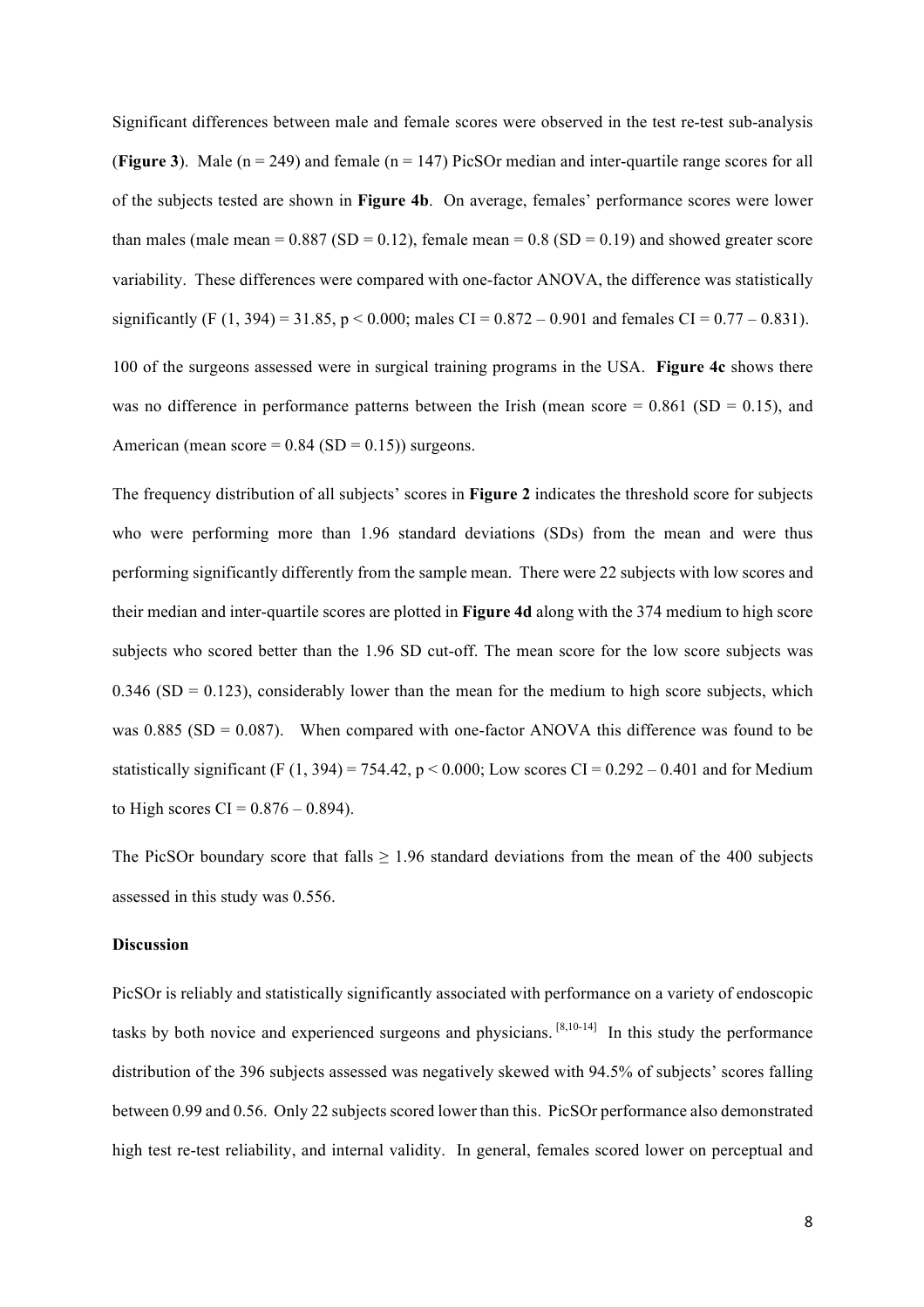Significant differences between male and female scores were observed in the test re-test sub-analysis (**Figure 3**). Male (n = 249) and female (n = 147) PicSOr median and inter-quartile range scores for all of the subjects tested are shown in **Figure 4b**. On average, females' performance scores were lower than males (male mean = 0.887 (SD = 0.12), female mean = 0.8 (SD = 0.19) and showed greater score variability. These differences were compared with one-factor ANOVA, the difference was statistically significantly ($F (1, 394) = 31.85$, $p < 0.000$; males CI = 0.872 – 0.901 and females CI = 0.77 – 0.831).

100 of the surgeons assessed were in surgical training programs in the USA. **Figure 4c** shows there was no difference in performance patterns between the Irish (mean score = 0.861 (SD = 0.15), and American (mean score = 0.84 (SD = 0.15)) surgeons.

The frequency distribution of all subjects' scores in **Figure 2** indicates the threshold score for subjects who were performing more than 1.96 standard deviations (SDs) from the mean and were thus performing significantly differently from the sample mean. There were 22 subjects with low scores and their median and inter-quartile scores are plotted in **Figure 4d** along with the 374 medium to high score subjects who scored better than the 1.96 SD cut-off. The mean score for the low score subjects was 0.346 (SD = 0.123), considerably lower than the mean for the medium to high score subjects, which was 0.885 (SD = 0.087). When compared with one-factor ANOVA this difference was found to be statistically significant ($F (1, 394) = 754.42$, $p < 0.000$; Low scores CI = 0.292 – 0.401 and for Medium to High scores CI = 0.876 – 0.894).

The PicSOr boundary score that falls $\geq$ 1.96 standard deviations from the mean of the 400 subjects assessed in this study was 0.556.

**Discussion**

PicSOr is reliably and statistically significantly associated with performance on a variety of endoscopic tasks by both novice and experienced surgeons and physicians. [8,10-14] In this study the performance distribution of the 396 subjects assessed was negatively skewed with 94.5% of subjects' scores falling between 0.99 and 0.56. Only 22 subjects scored lower than this. PicSOr performance also demonstrated high test re-test reliability, and internal validity. In general, females scored lower on perceptual and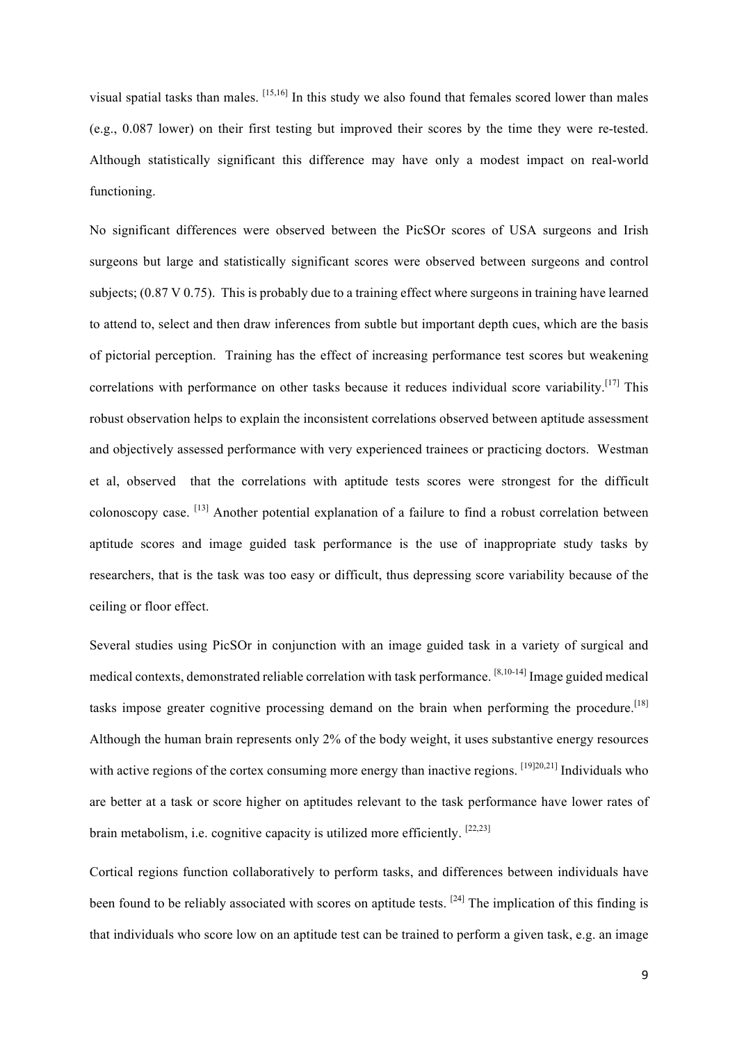visual spatial tasks than males. [15,16] In this study we also found that females scored lower than males (e.g., 0.087 lower) on their first testing but improved their scores by the time they were re-tested. Although statistically significant this difference may have only a modest impact on real-world functioning.

No significant differences were observed between the PicSOr scores of USA surgeons and Irish surgeons but large and statistically significant scores were observed between surgeons and control subjects; (0.87 V 0.75). This is probably due to a training effect where surgeons in training have learned to attend to, select and then draw inferences from subtle but important depth cues, which are the basis of pictorial perception. Training has the effect of increasing performance test scores but weakening correlations with performance on other tasks because it reduces individual score variability.[17] This robust observation helps to explain the inconsistent correlations observed between aptitude assessment and objectively assessed performance with very experienced trainees or practicing doctors. Westman et al, observed that the correlations with aptitude tests scores were strongest for the difficult colonoscopy case. [13] Another potential explanation of a failure to find a robust correlation between aptitude scores and image guided task performance is the use of inappropriate study tasks by researchers, that is the task was too easy or difficult, thus depressing score variability because of the ceiling or floor effect.

Several studies using PicSOr in conjunction with an image guided task in a variety of surgical and medical contexts, demonstrated reliable correlation with task performance. [8,10-14] Image guided medical tasks impose greater cognitive processing demand on the brain when performing the procedure.[18] Although the human brain represents only 2% of the body weight, it uses substantive energy resources with active regions of the cortex consuming more energy than inactive regions. [19][20,21] Individuals who are better at a task or score higher on aptitudes relevant to the task performance have lower rates of brain metabolism, i.e. cognitive capacity is utilized more efficiently. [22,23]

Cortical regions function collaboratively to perform tasks, and differences between individuals have been found to be reliably associated with scores on aptitude tests. [24] The implication of this finding is that individuals who score low on an aptitude test can be trained to perform a given task, e.g. an image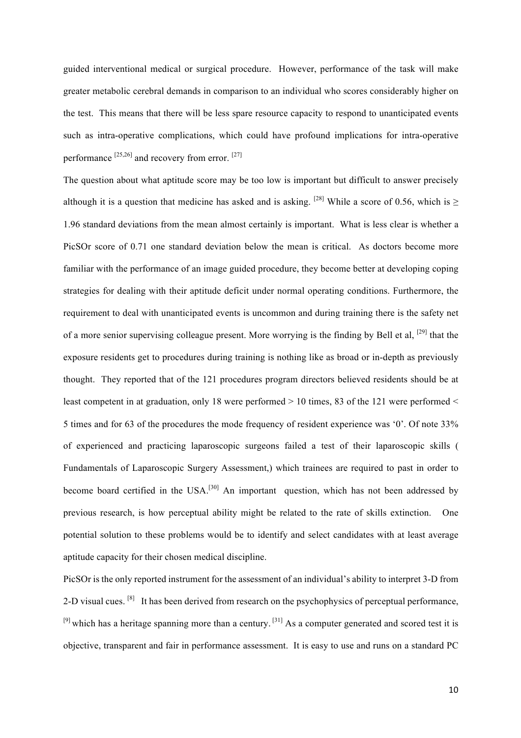guided interventional medical or surgical procedure. However, performance of the task will make greater metabolic cerebral demands in comparison to an individual who scores considerably higher on the test. This means that there will be less spare resource capacity to respond to unanticipated events such as intra-operative complications, which could have profound implications for intra-operative performance [25,26] and recovery from error. [27]

The question about what aptitude score may be too low is important but difficult to answer precisely although it is a question that medicine has asked and is asking. [28] While a score of 0.56, which is $\geq$ 1.96 standard deviations from the mean almost certainly is important. What is less clear is whether a PicSOr score of 0.71 one standard deviation below the mean is critical. As doctors become more familiar with the performance of an image guided procedure, they become better at developing coping strategies for dealing with their aptitude deficit under normal operating conditions. Furthermore, the requirement to deal with unanticipated events is uncommon and during training there is the safety net of a more senior supervising colleague present. More worrying is the finding by Bell et al, [29] that the exposure residents get to procedures during training is nothing like as broad or in-depth as previously thought. They reported that of the 121 procedures program directors believed residents should be at least competent in at graduation, only 18 were performed > 10 times, 83 of the 121 were performed < 5 times and for 63 of the procedures the mode frequency of resident experience was '0'. Of note 33% of experienced and practicing laparoscopic surgeons failed a test of their laparoscopic skills ( Fundamentals of Laparoscopic Surgery Assessment,) which trainees are required to past in order to become board certified in the USA.[30] An important question, which has not been addressed by previous research, is how perceptual ability might be related to the rate of skills extinction. One potential solution to these problems would be to identify and select candidates with at least average aptitude capacity for their chosen medical discipline.

PicSOr is the only reported instrument for the assessment of an individual's ability to interpret 3-D from 2-D visual cues. [8] It has been derived from research on the psychophysics of perceptual performance, [9] which has a heritage spanning more than a century. [31] As a computer generated and scored test it is objective, transparent and fair in performance assessment. It is easy to use and runs on a standard PC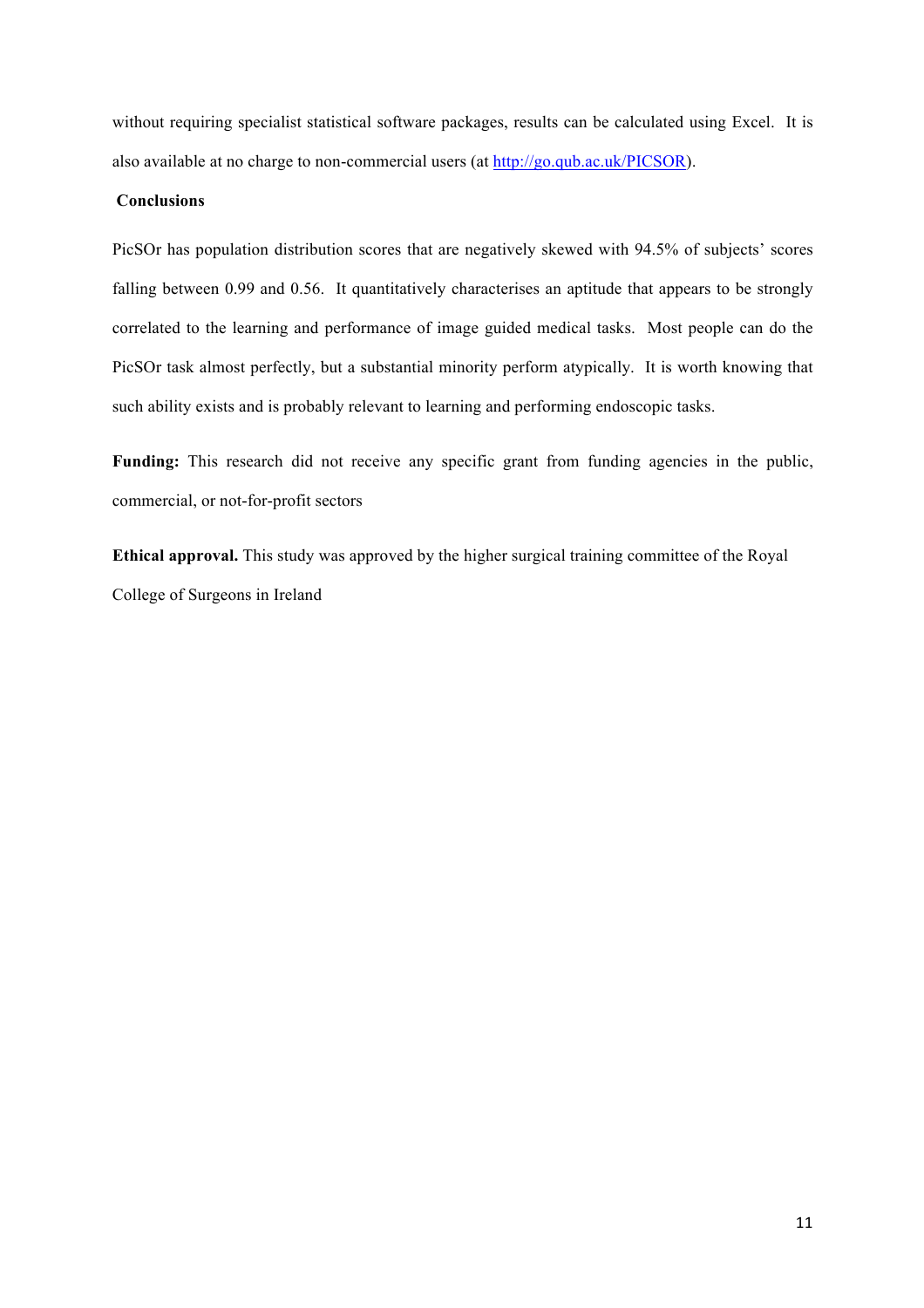without requiring specialist statistical software packages, results can be calculated using Excel. It is also available at no charge to non-commercial users (at http://go.qub.ac.uk/PICSOR).

### Conclusions

PicSOr has population distribution scores that are negatively skewed with 94.5% of subjects' scores falling between 0.99 and 0.56. It quantitatively characterises an aptitude that appears to be strongly correlated to the learning and performance of image guided medical tasks. Most people can do the PicSOr task almost perfectly, but a substantial minority perform atypically. It is worth knowing that such ability exists and is probably relevant to learning and performing endoscopic tasks.

**Funding:** This research did not receive any specific grant from funding agencies in the public, commercial, or not-for-profit sectors

**Ethical approval.** This study was approved by the higher surgical training committee of the Royal College of Surgeons in Ireland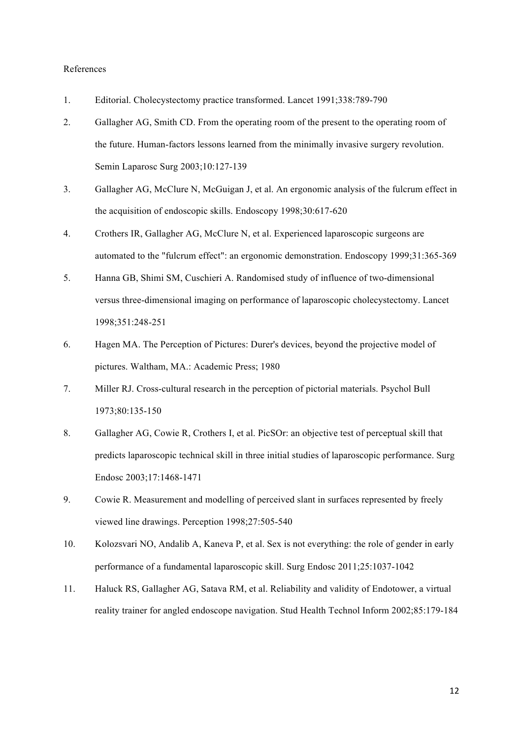References

1. Editorial. Cholecystectomy practice transformed. Lancet 1991;338:789-790
2. Gallagher AG, Smith CD. From the operating room of the present to the operating room of the future. Human-factors lessons learned from the minimally invasive surgery revolution. Semin Laparosc Surg 2003;10:127-139
3. Gallagher AG, McClure N, McGuigan J, et al. An ergonomic analysis of the fulcrum effect in the acquisition of endoscopic skills. Endoscopy 1998;30:617-620
4. Crothers IR, Gallagher AG, McClure N, et al. Experienced laparoscopic surgeons are automated to the "fulcrum effect": an ergonomic demonstration. Endoscopy 1999;31:365-369
5. Hanna GB, Shimi SM, Cuschieri A. Randomised study of influence of two-dimensional versus three-dimensional imaging on performance of laparoscopic cholecystectomy. Lancet 1998;351:248-251
6. Hagen MA. The Perception of Pictures: Durer's devices, beyond the projective model of pictures. Waltham, MA.: Academic Press; 1980
7. Miller RJ. Cross-cultural research in the perception of pictorial materials. Psychol Bull 1973;80:135-150
8. Gallagher AG, Cowie R, Crothers I, et al. PicSOr: an objective test of perceptual skill that predicts laparoscopic technical skill in three initial studies of laparoscopic performance. Surg Endosc 2003;17:1468-1471
9. Cowie R. Measurement and modelling of perceived slant in surfaces represented by freely viewed line drawings. Perception 1998;27:505-540
10. Kolozsvari NO, Andalib A, Kaneva P, et al. Sex is not everything: the role of gender in early performance of a fundamental laparoscopic skill. Surg Endosc 2011;25:1037-1042
11. Haluck RS, Gallagher AG, Satava RM, et al. Reliability and validity of Endotower, a virtual reality trainer for angled endoscope navigation. Stud Health Technol Inform 2002;85:179-184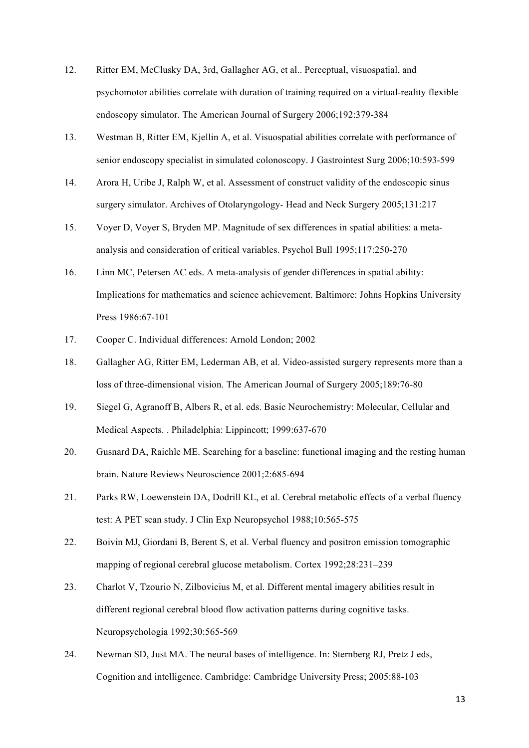12. Ritter EM, McClusky DA, 3rd, Gallagher AG, et al.. Perceptual, visuospatial, and psychomotor abilities correlate with duration of training required on a virtual-reality flexible endoscopy simulator. The American Journal of Surgery 2006;192:379-384

13. Westman B, Ritter EM, Kjellin A, et al. Visuospatial abilities correlate with performance of senior endoscopy specialist in simulated colonoscopy. J Gastrointest Surg 2006;10:593-599

14. Arora H, Uribe J, Ralph W, et al. Assessment of construct validity of the endoscopic sinus surgery simulator. Archives of Otolaryngology- Head and Neck Surgery 2005;131:217

15. Voyer D, Voyer S, Bryden MP. Magnitude of sex differences in spatial abilities: a meta-analysis and consideration of critical variables. Psychol Bull 1995;117:250-270

16. Linn MC, Petersen AC eds. A meta-analysis of gender differences in spatial ability: Implications for mathematics and science achievement. Baltimore: Johns Hopkins University Press 1986:67-101

17. Cooper C. Individual differences: Arnold London; 2002

18. Gallagher AG, Ritter EM, Lederman AB, et al. Video-assisted surgery represents more than a loss of three-dimensional vision. The American Journal of Surgery 2005;189:76-80

19. Siegel G, Agranoff B, Albers R, et al. eds. Basic Neurochemistry: Molecular, Cellular and Medical Aspects. . Philadelphia: Lippincott; 1999:637-670

20. Gusnard DA, Raichle ME. Searching for a baseline: functional imaging and the resting human brain. Nature Reviews Neuroscience 2001;2:685-694

21. Parks RW, Loewenstein DA, Dodrill KL, et al. Cerebral metabolic effects of a verbal fluency test: A PET scan study. J Clin Exp Neuropsychol 1988;10:565-575

22. Boivin MJ, Giordani B, Berent S, et al. Verbal fluency and positron emission tomographic mapping of regional cerebral glucose metabolism. Cortex 1992;28:231–239

23. Charlot V, Tzourio N, Zilbovicius M, et al. Different mental imagery abilities result in different regional cerebral blood flow activation patterns during cognitive tasks. Neuropsychologia 1992;30:565-569

24. Newman SD, Just MA. The neural bases of intelligence. In: Sternberg RJ, Pretz J eds, Cognition and intelligence. Cambridge: Cambridge University Press; 2005:88-103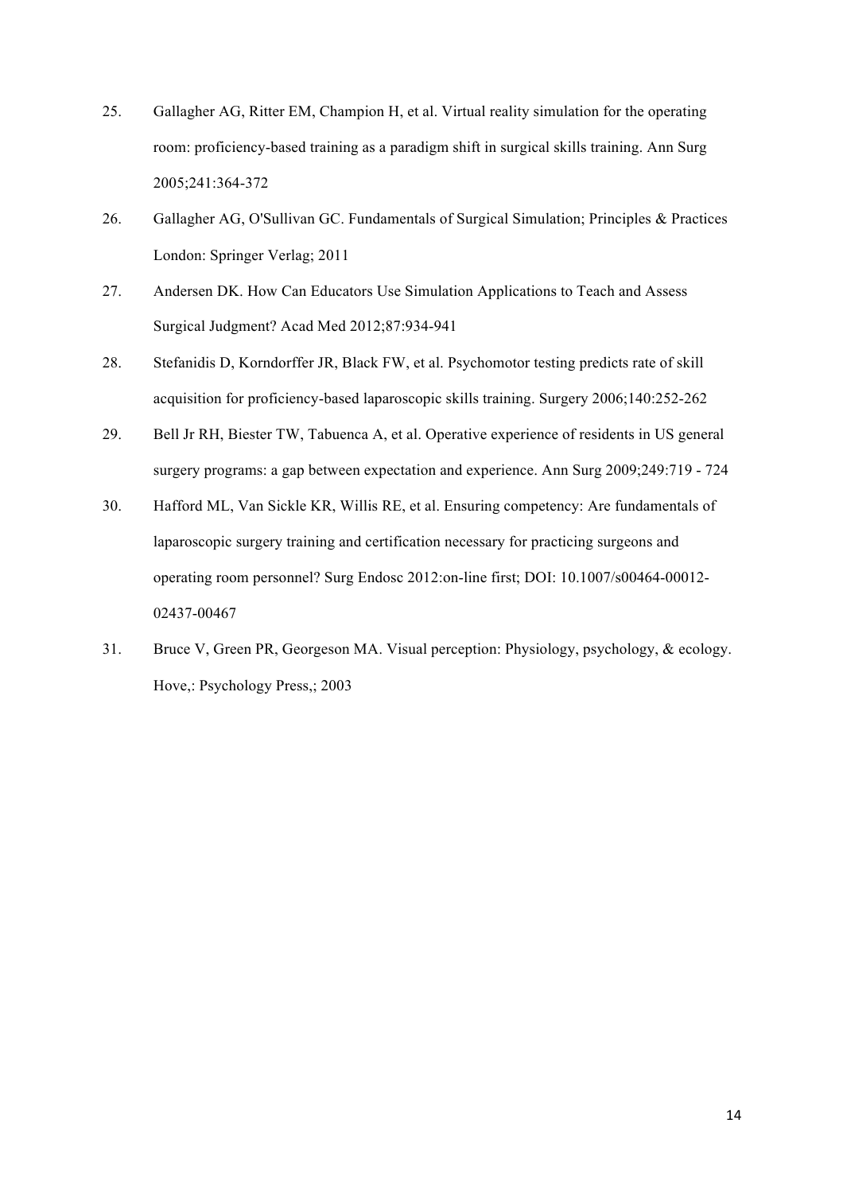25. Gallagher AG, Ritter EM, Champion H, et al. Virtual reality simulation for the operating room: proficiency-based training as a paradigm shift in surgical skills training. Ann Surg 2005;241:364-372

26. Gallagher AG, O'Sullivan GC. Fundamentals of Surgical Simulation; Principles & Practices London: Springer Verlag; 2011

27. Andersen DK. How Can Educators Use Simulation Applications to Teach and Assess Surgical Judgment? Acad Med 2012;87:934-941

28. Stefanidis D, Korndorffer JR, Black FW, et al. Psychomotor testing predicts rate of skill acquisition for proficiency-based laparoscopic skills training. Surgery 2006;140:252-262

29. Bell Jr RH, Biester TW, Tabuenca A, et al. Operative experience of residents in US general surgery programs: a gap between expectation and experience. Ann Surg 2009;249:719 - 724

30. Hafford ML, Van Sickle KR, Willis RE, et al. Ensuring competency: Are fundamentals of laparoscopic surgery training and certification necessary for practicing surgeons and operating room personnel? Surg Endosc 2012:on-line first; DOI: 10.1007/s00464-00012-02437-00467

31. Bruce V, Green PR, Georgeson MA. Visual perception: Physiology, psychology, & ecology. Hove,: Psychology Press,; 2003